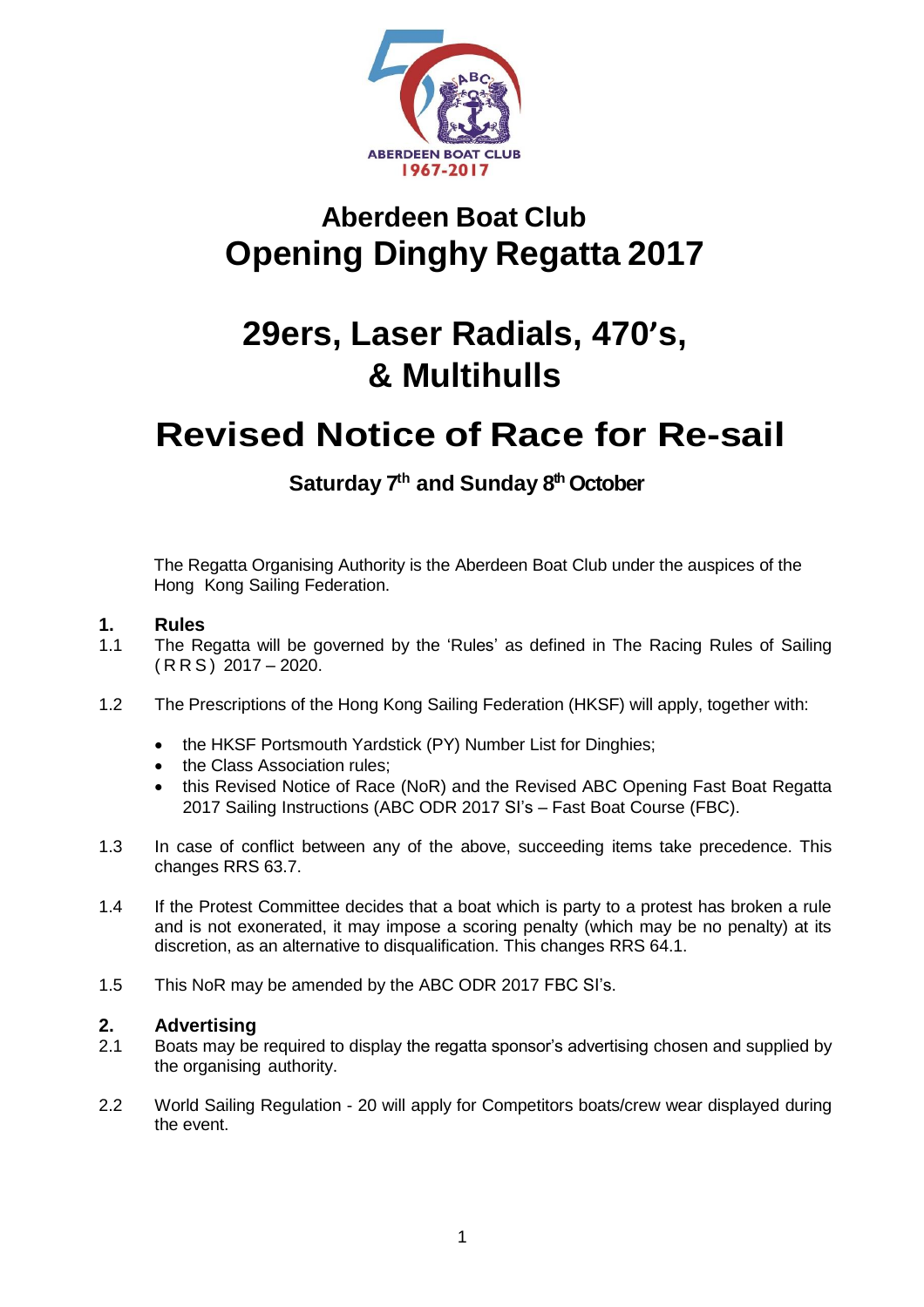# Aberdeen Boat Club
# Opening Dinghy Regatta 2017

# 29ers, Laser Radials, 470's, & Multihulls

# Revised Notice of Race for Re-sail

### Saturday 7th and Sunday 8th October

The Regatta Organising Authority is the Aberdeen Boat Club under the auspices of the Hong Kong Sailing Federation.

## 1. Rules

1.1 The Regatta will be governed by the 'Rules' as defined in The Racing Rules of Sailing (RRS) 2017 – 2020.

1.2 The Prescriptions of the Hong Kong Sailing Federation (HKSF) will apply, together with:

- the HKSF Portsmouth Yardstick (PY) Number List for Dinghies;
- the Class Association rules;
- this Revised Notice of Race (NoR) and the Revised ABC Opening Fast Boat Regatta 2017 Sailing Instructions (ABC ODR 2017 SI's – Fast Boat Course (FBC).

1.3 In case of conflict between any of the above, succeeding items take precedence. This changes RRS 63.7.

1.4 If the Protest Committee decides that a boat which is party to a protest has broken a rule and is not exonerated, it may impose a scoring penalty (which may be no penalty) at its discretion, as an alternative to disqualification. This changes RRS 64.1.

1.5 This NoR may be amended by the ABC ODR 2017 FBC SI's.

## 2. Advertising

2.1 Boats may be required to display the regatta sponsor's advertising chosen and supplied by the organising authority.

2.2 World Sailing Regulation - 20 will apply for Competitors boats/crew wear displayed during the event.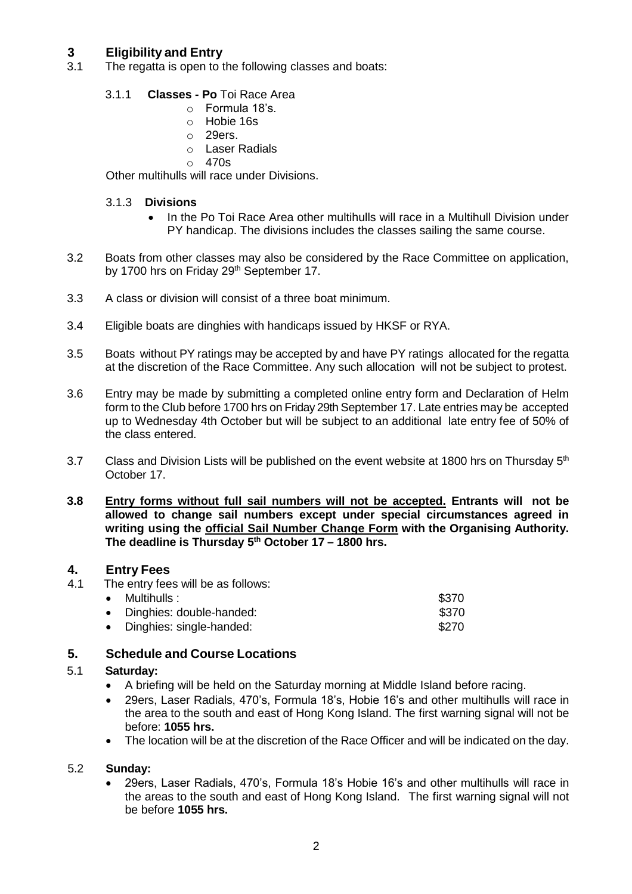## 3 Eligibility and Entry

3.1 The regatta is open to the following classes and boats:

3.1.1 **Classes - Po** Toi Race Area

- Formula 18's.
- Hobie 16s
- 29ers.
- Laser Radials
- 470s

Other multihulls will race under Divisions.

3.1.3 **Divisions**

- In the Po Toi Race Area other multihulls will race in a Multihull Division under PY handicap. The divisions includes the classes sailing the same course.

3.2 Boats from other classes may also be considered by the Race Committee on application, by 1700 hrs on Friday 29th September 17.

3.3 A class or division will consist of a three boat minimum.

3.4 Eligible boats are dinghies with handicaps issued by HKSF or RYA.

3.5 Boats without PY ratings may be accepted by and have PY ratings allocated for the regatta at the discretion of the Race Committee. Any such allocation will not be subject to protest.

3.6 Entry may be made by submitting a completed online entry form and Declaration of Helm form to the Club before 1700 hrs on Friday 29th September 17. Late entries may be accepted up to Wednesday 4th October but will be subject to an additional late entry fee of 50% of the class entered.

3.7 Class and Division Lists will be published on the event website at 1800 hrs on Thursday 5th October 17.

**3.8 Entry forms without full sail numbers will not be accepted. Entrants will not be allowed to change sail numbers except under special circumstances agreed in writing using the official Sail Number Change Form with the Organising Authority. The deadline is Thursday 5th October 17 – 1800 hrs.**

## 4. Entry Fees

4.1 The entry fees will be as follows:

- Multihulls : $370
- Dinghies: double-handed: $370
- Dinghies: single-handed: $270

## 5. Schedule and Course Locations

5.1 **Saturday:**

- A briefing will be held on the Saturday morning at Middle Island before racing.
- 29ers, Laser Radials, 470's, Formula 18's, Hobie 16's and other multihulls will race in the area to the south and east of Hong Kong Island. The first warning signal will not be before: **1055 hrs.**
- The location will be at the discretion of the Race Officer and will be indicated on the day.

5.2 **Sunday:**

- 29ers, Laser Radials, 470's, Formula 18's Hobie 16's and other multihulls will race in the areas to the south and east of Hong Kong Island. The first warning signal will not be before **1055 hrs.**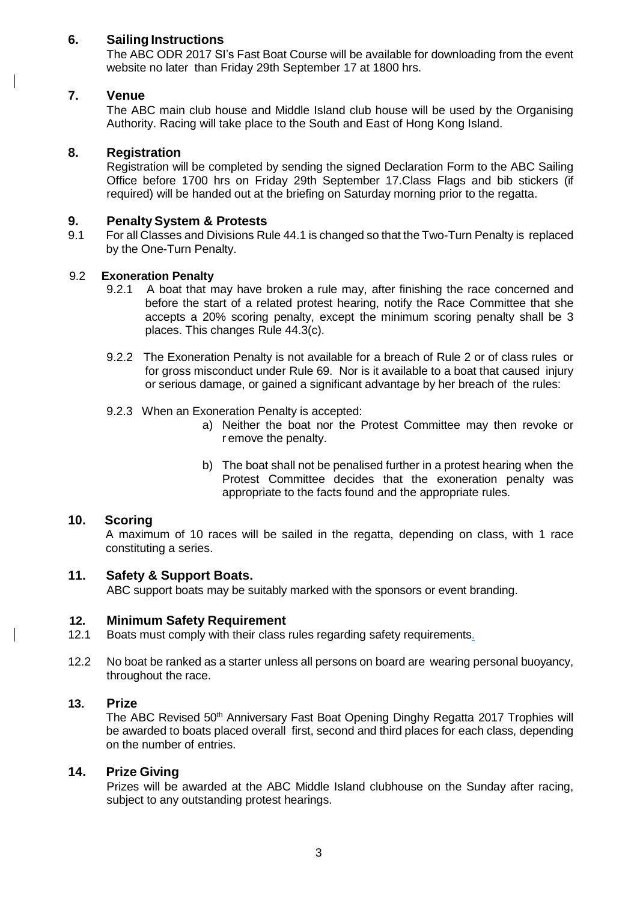## 6. Sailing Instructions

The ABC ODR 2017 SI's Fast Boat Course will be available for downloading from the event website no later than Friday 29th September 17 at 1800 hrs.

## 7. Venue

The ABC main club house and Middle Island club house will be used by the Organising Authority. Racing will take place to the South and East of Hong Kong Island.

## 8. Registration

Registration will be completed by sending the signed Declaration Form to the ABC Sailing Office before 1700 hrs on Friday 29th September 17.Class Flags and bib stickers (if required) will be handed out at the briefing on Saturday morning prior to the regatta.

## 9. Penalty System & Protests

9.1 For all Classes and Divisions Rule 44.1 is changed so that the Two-Turn Penalty is replaced by the One-Turn Penalty.

9.2 **Exoneration Penalty**

9.2.1 A boat that may have broken a rule may, after finishing the race concerned and before the start of a related protest hearing, notify the Race Committee that she accepts a 20% scoring penalty, except the minimum scoring penalty shall be 3 places. This changes Rule 44.3(c).

9.2.2 The Exoneration Penalty is not available for a breach of Rule 2 or of class rules or for gross misconduct under Rule 69. Nor is it available to a boat that caused injury or serious damage, or gained a significant advantage by her breach of the rules:

9.2.3 When an Exoneration Penalty is accepted:

a) Neither the boat nor the Protest Committee may then revoke or r emove the penalty.

b) The boat shall not be penalised further in a protest hearing when the Protest Committee decides that the exoneration penalty was appropriate to the facts found and the appropriate rules.

## 10. Scoring

A maximum of 10 races will be sailed in the regatta, depending on class, with 1 race constituting a series.

## 11. Safety & Support Boats.

ABC support boats may be suitably marked with the sponsors or event branding.

## 12. Minimum Safety Requirement

12.1 Boats must comply with their class rules regarding safety requirements.

12.2 No boat be ranked as a starter unless all persons on board are wearing personal buoyancy, throughout the race.

## 13. Prize

The ABC Revised 50th Anniversary Fast Boat Opening Dinghy Regatta 2017 Trophies will be awarded to boats placed overall first, second and third places for each class, depending on the number of entries.

## 14. Prize Giving

Prizes will be awarded at the ABC Middle Island clubhouse on the Sunday after racing, subject to any outstanding protest hearings.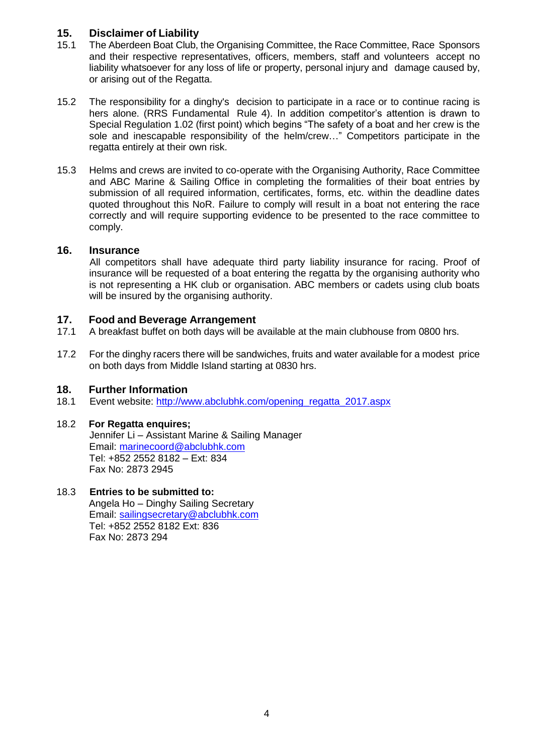## 15. Disclaimer of Liability

15.1 The Aberdeen Boat Club, the Organising Committee, the Race Committee, Race Sponsors and their respective representatives, officers, members, staff and volunteers accept no liability whatsoever for any loss of life or property, personal injury and damage caused by, or arising out of the Regatta.

15.2 The responsibility for a dinghy's decision to participate in a race or to continue racing is hers alone. (RRS Fundamental Rule 4). In addition competitor's attention is drawn to Special Regulation 1.02 (first point) which begins "The safety of a boat and her crew is the sole and inescapable responsibility of the helm/crew…" Competitors participate in the regatta entirely at their own risk.

15.3 Helms and crews are invited to co-operate with the Organising Authority, Race Committee and ABC Marine & Sailing Office in completing the formalities of their boat entries by submission of all required information, certificates, forms, etc. within the deadline dates quoted throughout this NoR. Failure to comply will result in a boat not entering the race correctly and will require supporting evidence to be presented to the race committee to comply.

## 16. Insurance

All competitors shall have adequate third party liability insurance for racing. Proof of insurance will be requested of a boat entering the regatta by the organising authority who is not representing a HK club or organisation. ABC members or cadets using club boats will be insured by the organising authority.

## 17. Food and Beverage Arrangement

17.1 A breakfast buffet on both days will be available at the main clubhouse from 0800 hrs.

17.2 For the dinghy racers there will be sandwiches, fruits and water available for a modest price on both days from Middle Island starting at 0830 hrs.

## 18. Further Information

18.1 Event website: http://www.abclubhk.com/opening_regatta_2017.aspx

18.2 **For Regatta enquires;**
Jennifer Li – Assistant Marine & Sailing Manager
Email: marinecoord@abclubhk.com
Tel: +852 2552 8182 – Ext: 834
Fax No: 2873 2945

18.3 **Entries to be submitted to:**
Angela Ho – Dinghy Sailing Secretary
Email: sailingsecretary@abclubhk.com
Tel: +852 2552 8182 Ext: 836
Fax No: 2873 294